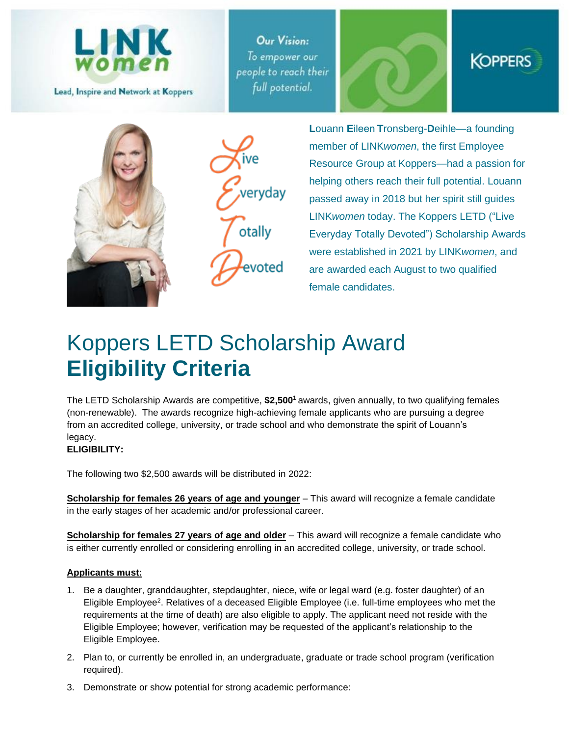LINK women

Lead, Inspire and Network at Koppers

Our Vision: To empower our people to reach their full potential.

KOPPERS

Live Everyday Totally Devoted

**L**ouann **E**ileen **T**ronsberg-**D**eihle—a founding member of LINK*women*, the first Employee Resource Group at Koppers—had a passion for helping others reach their full potential. Louann passed away in 2018 but her spirit still guides LINK*women* today. The Koppers LETD ("Live Everyday Totally Devoted") Scholarship Awards were established in 2021 by LINK*women*, and are awarded each August to two qualified female candidates.

# Koppers LETD Scholarship Award **Eligibility Criteria**

The LETD Scholarship Awards are competitive, **$2,500**[1] awards, given annually, to two qualifying females (non-renewable). The awards recognize high-achieving female applicants who are pursuing a degree from an accredited college, university, or trade school and who demonstrate the spirit of Louann's legacy.

**ELIGIBILITY:**

The following two $2,500 awards will be distributed in 2022:

**Scholarship for females 26 years of age and younger** – This award will recognize a female candidate in the early stages of her academic and/or professional career.

**Scholarship for females 27 years of age and older** – This award will recognize a female candidate who is either currently enrolled or considering enrolling in an accredited college, university, or trade school.

**Applicants must:**

1. Be a daughter, granddaughter, stepdaughter, niece, wife or legal ward (e.g. foster daughter) of an Eligible Employee[2]. Relatives of a deceased Eligible Employee (i.e. full-time employees who met the requirements at the time of death) are also eligible to apply. The applicant need not reside with the Eligible Employee; however, verification may be requested of the applicant's relationship to the Eligible Employee.
2. Plan to, or currently be enrolled in, an undergraduate, graduate or trade school program (verification required).
3. Demonstrate or show potential for strong academic performance: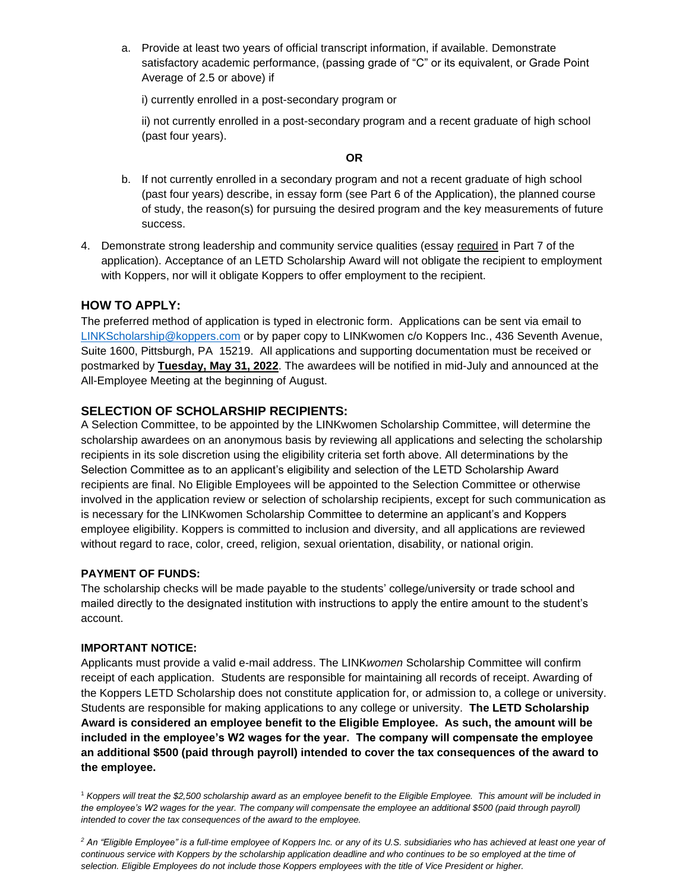a. Provide at least two years of official transcript information, if available. Demonstrate satisfactory academic performance, (passing grade of "C" or its equivalent, or Grade Point Average of 2.5 or above) if

   i) currently enrolled in a post-secondary program or

   ii) not currently enrolled in a post-secondary program and a recent graduate of high school (past four years).

**OR**

b. If not currently enrolled in a secondary program and not a recent graduate of high school (past four years) describe, in essay form (see Part 6 of the Application), the planned course of study, the reason(s) for pursuing the desired program and the key measurements of future success.

4. Demonstrate strong leadership and community service qualities (essay required in Part 7 of the application). Acceptance of an LETD Scholarship Award will not obligate the recipient to employment with Koppers, nor will it obligate Koppers to offer employment to the recipient.

## HOW TO APPLY:

The preferred method of application is typed in electronic form. Applications can be sent via email to LINKScholarship@koppers.com or by paper copy to LINKwomen c/o Koppers Inc., 436 Seventh Avenue, Suite 1600, Pittsburgh, PA 15219. All applications and supporting documentation must be received or postmarked by **Tuesday, May 31, 2022**. The awardees will be notified in mid-July and announced at the All-Employee Meeting at the beginning of August.

## SELECTION OF SCHOLARSHIP RECIPIENTS:

A Selection Committee, to be appointed by the LINKwomen Scholarship Committee, will determine the scholarship awardees on an anonymous basis by reviewing all applications and selecting the scholarship recipients in its sole discretion using the eligibility criteria set forth above. All determinations by the Selection Committee as to an applicant's eligibility and selection of the LETD Scholarship Award recipients are final. No Eligible Employees will be appointed to the Selection Committee or otherwise involved in the application review or selection of scholarship recipients, except for such communication as is necessary for the LINKwomen Scholarship Committee to determine an applicant's and Koppers employee eligibility. Koppers is committed to inclusion and diversity, and all applications are reviewed without regard to race, color, creed, religion, sexual orientation, disability, or national origin.

### PAYMENT OF FUNDS:

The scholarship checks will be made payable to the students' college/university or trade school and mailed directly to the designated institution with instructions to apply the entire amount to the student's account.

### IMPORTANT NOTICE:

Applicants must provide a valid e-mail address. The LINK*women* Scholarship Committee will confirm receipt of each application. Students are responsible for maintaining all records of receipt. Awarding of the Koppers LETD Scholarship does not constitute application for, or admission to, a college or university. Students are responsible for making applications to any college or university. **The LETD Scholarship Award is considered an employee benefit to the Eligible Employee. As such, the amount will be included in the employee's W2 wages for the year. The company will compensate the employee an additional $500 (paid through payroll) intended to cover the tax consequences of the award to the employee.**

[1] *Koppers will treat the $2,500 scholarship award as an employee benefit to the Eligible Employee. This amount will be included in the employee's W2 wages for the year. The company will compensate the employee an additional $500 (paid through payroll) intended to cover the tax consequences of the award to the employee.*

[2] *An "Eligible Employee" is a full-time employee of Koppers Inc. or any of its U.S. subsidiaries who has achieved at least one year of continuous service with Koppers by the scholarship application deadline and who continues to be so employed at the time of selection. Eligible Employees do not include those Koppers employees with the title of Vice President or higher.*